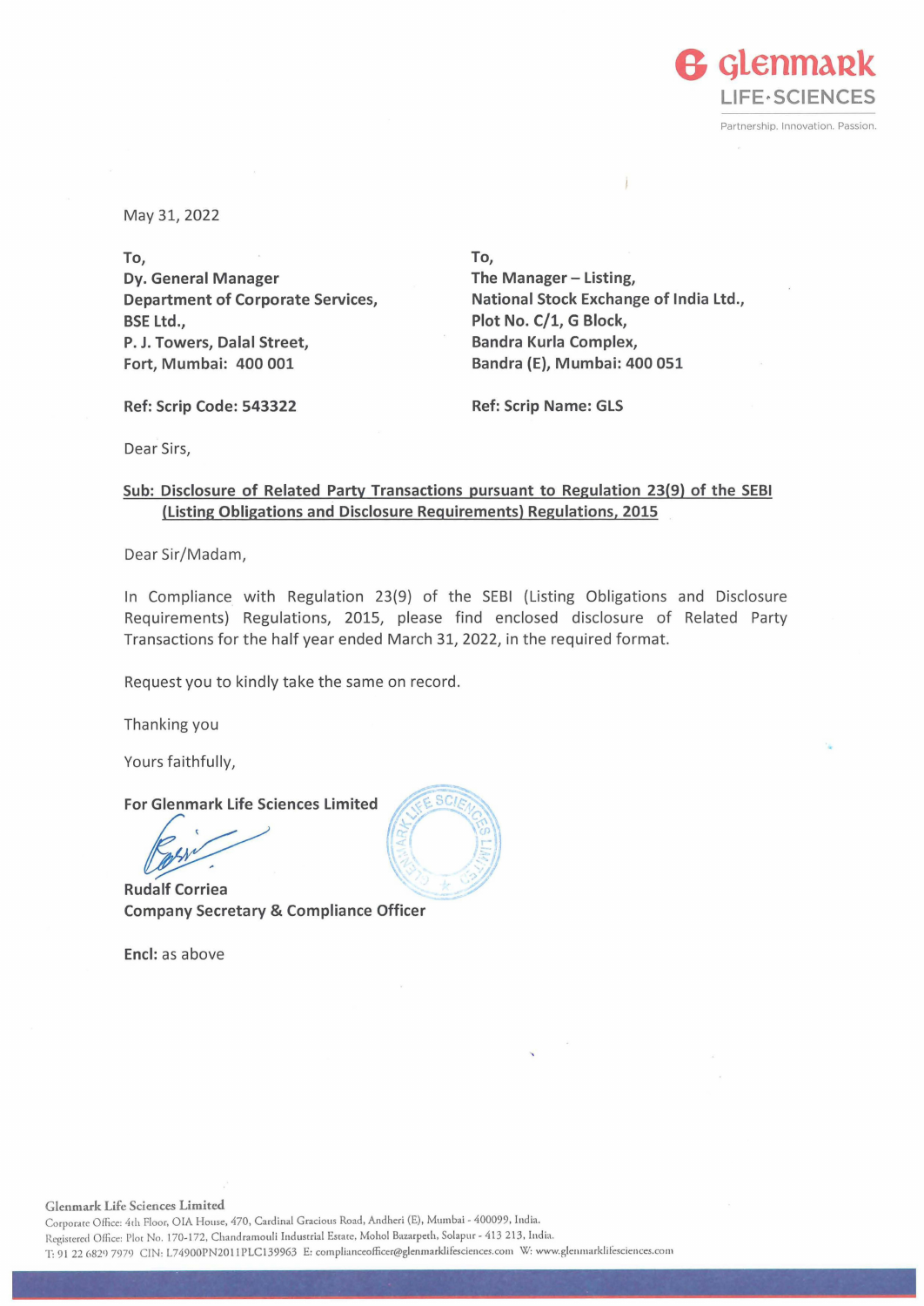May 31, 2022

**To,**
**Dy. General Manager**
**Department of Corporate Services,**
**BSE Ltd.,**
**P. J. Towers, Dalal Street,**
**Fort, Mumbai: 400 001**

**Ref: Scrip Code: 543322**

**To,**
**The Manager – Listing,**
**National Stock Exchange of India Ltd.,**
**Plot No. C/1, G Block,**
**Bandra Kurla Complex,**
**Bandra (E), Mumbai: 400 051**

**Ref: Scrip Name: GLS**

Dear Sirs,

**Sub: Disclosure of Related Party Transactions pursuant to Regulation 23(9) of the SEBI (Listing Obligations and Disclosure Requirements) Regulations, 2015**

Dear Sir/Madam,

In Compliance with Regulation 23(9) of the SEBI (Listing Obligations and Disclosure Requirements) Regulations, 2015, please find enclosed disclosure of Related Party Transactions for the half year ended March 31, 2022, in the required format.

Request you to kindly take the same on record.

Thanking you

Yours faithfully,

**For Glenmark Life Sciences Limited**

**Rudalf Corriea**
**Company Secretary & Compliance Officer**

**Encl:** as above

**Glenmark Life Sciences Limited**
Corporate Office: 4th Floor, OIA House, 470, Cardinal Gracious Road, Andheri (E), Mumbai - 400099, India.
Registered Office: Plot No. 170-172, Chandramouli Industrial Estate, Mohol Bazarpeth, Solapur - 413 213, India.
T: 91 22 6829 7979 CIN: L74900PN2011PLC139963 E: complianceofficer@glenmarklifesciences.com W: www.glenmarklifesciences.com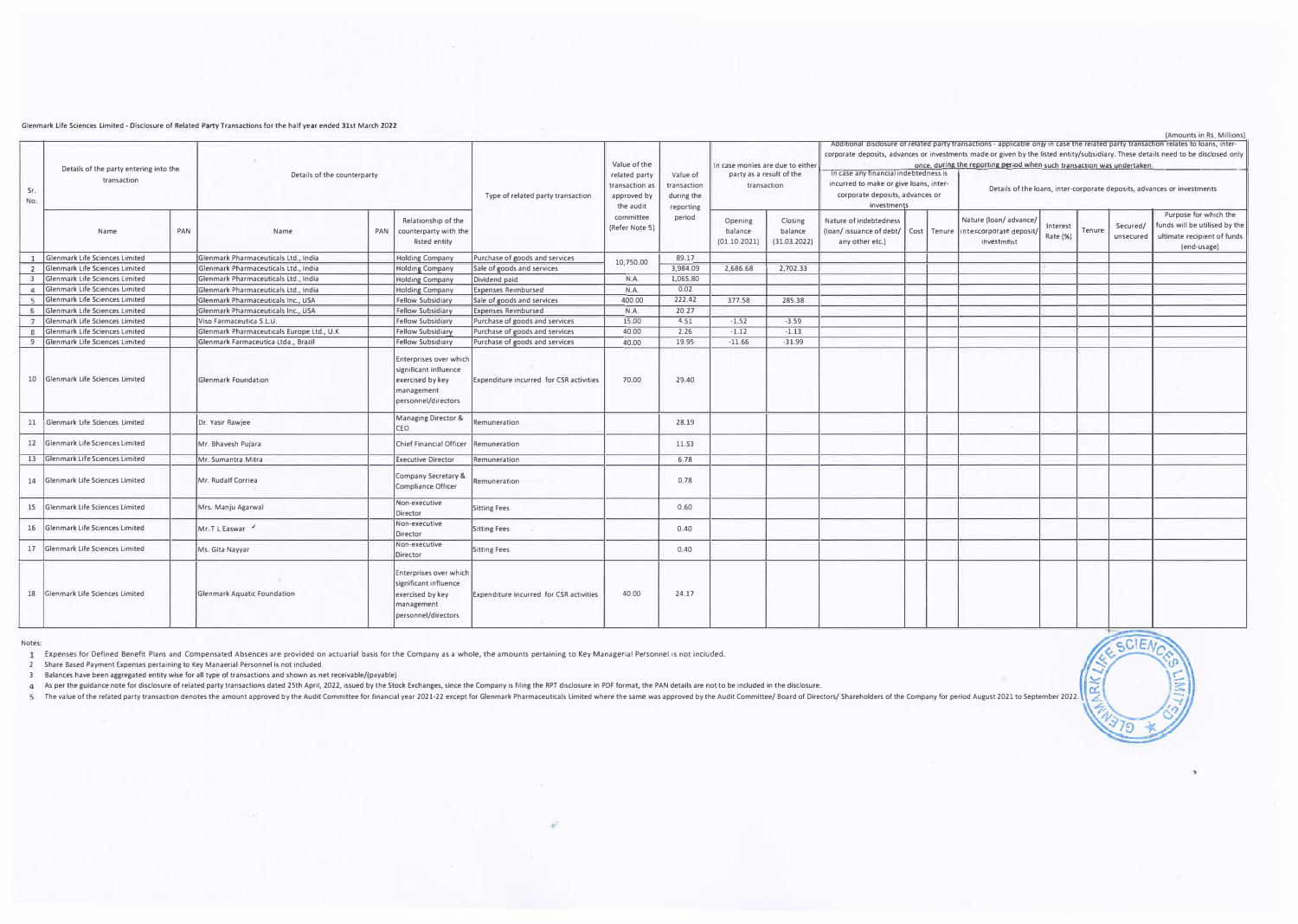Glenmark Life Sciences Limited - Disclosure of Related Party Transactions for the half year ended 31st March 2022

(Amounts in Rs. Millions)

| Sr. No. | Details of the party entering into the transaction | | Details of the counterparty | | | Type of related party transaction | Value of the related party transaction as approved by the audit committee (Refer Note 5) | Value of transaction during the reporting period | In case monies are due to either party as a result of the transaction | | Additional disclosure of related party transactions - applicable only in case the related party transaction relates to loans, inter-corporate deposits, advances or investments made or given by the listed entity/subsidiary. These details need to be disclosed only once, during the reporting period when such transaction was undertaken. In case any financial indebtedness is incurred to make or give loans, inter-corporate deposits, advances or investments | | | Details of the loans, inter-corporate deposits, advances or investments | | | | |
|---|---|---|---|---|---|---|---|---|---|---|---|---|---|---|---|---|---|---|
| | Name | PAN | Name | PAN | Relationship of the counterparty with the listed entity | | | | Opening balance (01.10.2021) | Closing balance (31.03.2022) | Nature of indebtedness (loan/ issuance of debt/ any other etc.) | Cost | Tenure | Nature (loan/ advance/ intercorporate deposit/ investment | Interest Rate (%) | Tenure | Secured/ unsecured | Purpose for which the funds will be utilised by the ultimate recipient of funds (end-usage) |
| 1 | Glenmark Life Sciences Limited | | Glenmark Pharmaceuticals Ltd., India | | Holding Company | Purchase of goods and services | 10,750.00 | 89.17 | | | | | | | | | | |
| 2 | Glenmark Life Sciences Limited | | Glenmark Pharmaceuticals Ltd., India | | Holding Company | Sale of goods and services | | 3,984.09 | 2,686.68 | 2,702.33 | | | | | | | | |
| 3 | Glenmark Life Sciences Limited | | Glenmark Pharmaceuticals Ltd., India | | Holding Company | Dividend paid | N.A. | 1,065.80 | | | | | | | | | | |
| 4 | Glenmark Life Sciences Limited | | Glenmark Pharmaceuticals Ltd., India | | Holding Company | Expenses Reimbursed | N.A. | 0.02 | | | | | | | | | | |
| 5 | Glenmark Life Sciences Limited | | Glenmark Pharmaceuticals Inc., USA | | Fellow Subsidiary | Sale of goods and services | 400.00 | 222.42 | 377.58 | 285.38 | | | | | | | | |
| 6 | Glenmark Life Sciences Limited | | Glenmark Pharmaceuticals Inc., USA | | Fellow Subsidiary | Expenses Reimbursed | N.A. | 20.27 | | | | | | | | | | |
| 7 | Glenmark Life Sciences Limited | | Viso Farmaceutica S.L.U. | | Fellow Subsidiary | Purchase of goods and services | 15.00 | 4.51 | -1.52 | -3.59 | | | | | | | | |
| 8 | Glenmark Life Sciences Limited | | Glenmark Pharmaceuticals Europe Ltd., U.K | | Fellow Subsidiary | Purchase of goods and services | 40.00 | 2.26 | -1.12 | -1.13 | | | | | | | | |
| 9 | Glenmark Life Sciences Limited | | Glenmark Farmaceutica Ltda., Brazil | | Fellow Subsidiary | Purchase of goods and services | 40.00 | 19.95 | -11.66 | -31.99 | | | | | | | | |
| 10 | Glenmark Life Sciences Limited | | Glenmark Foundation | | Enterprises over which significant influence exercised by key management personnel/directors | Expenditure incurred for CSR activities | 70.00 | 29.40 | | | | | | | | | | |
| 11 | Glenmark Life Sciences Limited | | Dr. Yasir Rawjee | | Managing Director & CEO | Remuneration | | 28.19 | | | | | | | | | | |
| 12 | Glenmark Life Sciences Limited | | Mr. Bhavesh Pujara | | Chief Financial Officer | Remuneration | | 11.53 | | | | | | | | | | |
| 13 | Glenmark Life Sciences Limited | | Mr. Sumantra Mitra | | Executive Director | Remuneration | | 6.78 | | | | | | | | | | |
| 14 | Glenmark Life Sciences Limited | | Mr. Rudalf Corriea | | Company Secretary & Compliance Officer | Remuneration | | 0.78 | | | | | | | | | | |
| 15 | Glenmark Life Sciences Limited | | Mrs. Manju Agarwal | | Non-executive Director | Sitting Fees | | 0.60 | | | | | | | | | | |
| 16 | Glenmark Life Sciences Limited | | Mr.T L Easwar | | Non-executive Director | Sitting Fees | | 0.40 | | | | | | | | | | |
| 17 | Glenmark Life Sciences Limited | | Ms. Gita Nayyar | | Non-executive Director | Sitting Fees | | 0.40 | | | | | | | | | | |
| 18 | Glenmark Life Sciences Limited | | Glenmark Aquatic Foundation | | Enterprises over which significant influence exercised by key management personnel/directors | Expenditure incurred for CSR activities | 40.00 | 24.17 | | | | | | | | | | |

Notes:

1. Expenses for Defined Benefit Plans and Compensated Absences are provided on actuarial basis for the Company as a whole, the amounts pertaining to Key Managerial Personnel is not included.
2. Share Based Payment Expenses pertaining to Key Manaerial Personnel is not included
3. Balances have been aggregated entity wise for all type of transactions and shown as net receivable/(payable)
4. As per the guidance note for disclosure of related party transactions dated 25th April, 2022, issued by the Stock Exchanges, since the Company is filing the RPT disclosure in PDF format, the PAN details are not to be included in the disclosure.
5. The value of the related party transaction denotes the amount approved by the Audit Committee for financial year 2021-22 except for Glenmark Pharmaceuticals Limited where the same was approved by the Audit Committee/ Board of Directors/ Shareholders of the Company for period August 2021 to September 2022.